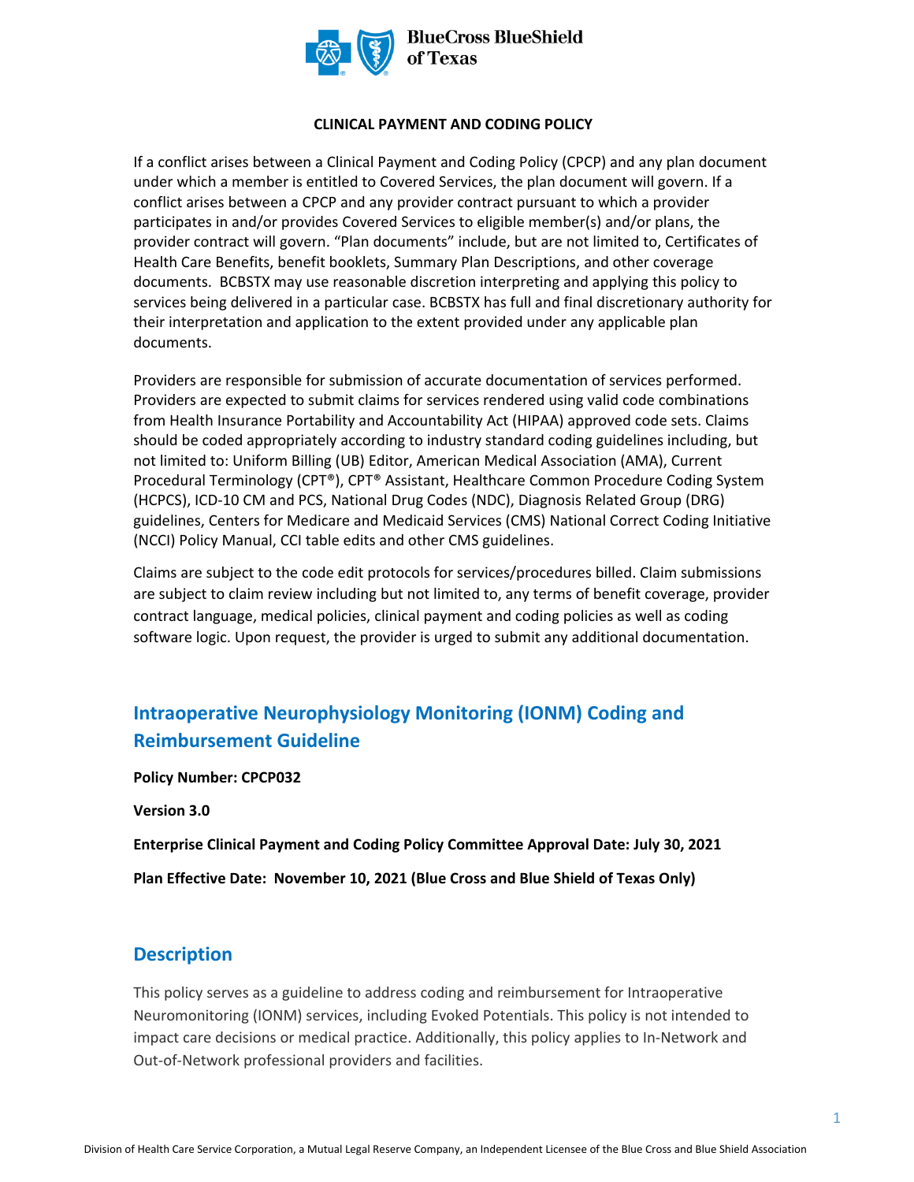**CLINICAL PAYMENT AND CODING POLICY**

If a conflict arises between a Clinical Payment and Coding Policy (CPCP) and any plan document under which a member is entitled to Covered Services, the plan document will govern. If a conflict arises between a CPCP and any provider contract pursuant to which a provider participates in and/or provides Covered Services to eligible member(s) and/or plans, the provider contract will govern. "Plan documents" include, but are not limited to, Certificates of Health Care Benefits, benefit booklets, Summary Plan Descriptions, and other coverage documents. BCBSTX may use reasonable discretion interpreting and applying this policy to services being delivered in a particular case. BCBSTX has full and final discretionary authority for their interpretation and application to the extent provided under any applicable plan documents.

Providers are responsible for submission of accurate documentation of services performed. Providers are expected to submit claims for services rendered using valid code combinations from Health Insurance Portability and Accountability Act (HIPAA) approved code sets. Claims should be coded appropriately according to industry standard coding guidelines including, but not limited to: Uniform Billing (UB) Editor, American Medical Association (AMA), Current Procedural Terminology (CPT®), CPT® Assistant, Healthcare Common Procedure Coding System (HCPCS), ICD-10 CM and PCS, National Drug Codes (NDC), Diagnosis Related Group (DRG) guidelines, Centers for Medicare and Medicaid Services (CMS) National Correct Coding Initiative (NCCI) Policy Manual, CCI table edits and other CMS guidelines.

Claims are subject to the code edit protocols for services/procedures billed. Claim submissions are subject to claim review including but not limited to, any terms of benefit coverage, provider contract language, medical policies, clinical payment and coding policies as well as coding software logic. Upon request, the provider is urged to submit any additional documentation.

## Intraoperative Neurophysiology Monitoring (IONM) Coding and Reimbursement Guideline

**Policy Number: CPCP032**

**Version 3.0**

**Enterprise Clinical Payment and Coding Policy Committee Approval Date: July 30, 2021**

**Plan Effective Date: November 10, 2021 (Blue Cross and Blue Shield of Texas Only)**

## Description

This policy serves as a guideline to address coding and reimbursement for Intraoperative Neuromonitoring (IONM) services, including Evoked Potentials. This policy is not intended to impact care decisions or medical practice. Additionally, this policy applies to In-Network and Out-of-Network professional providers and facilities.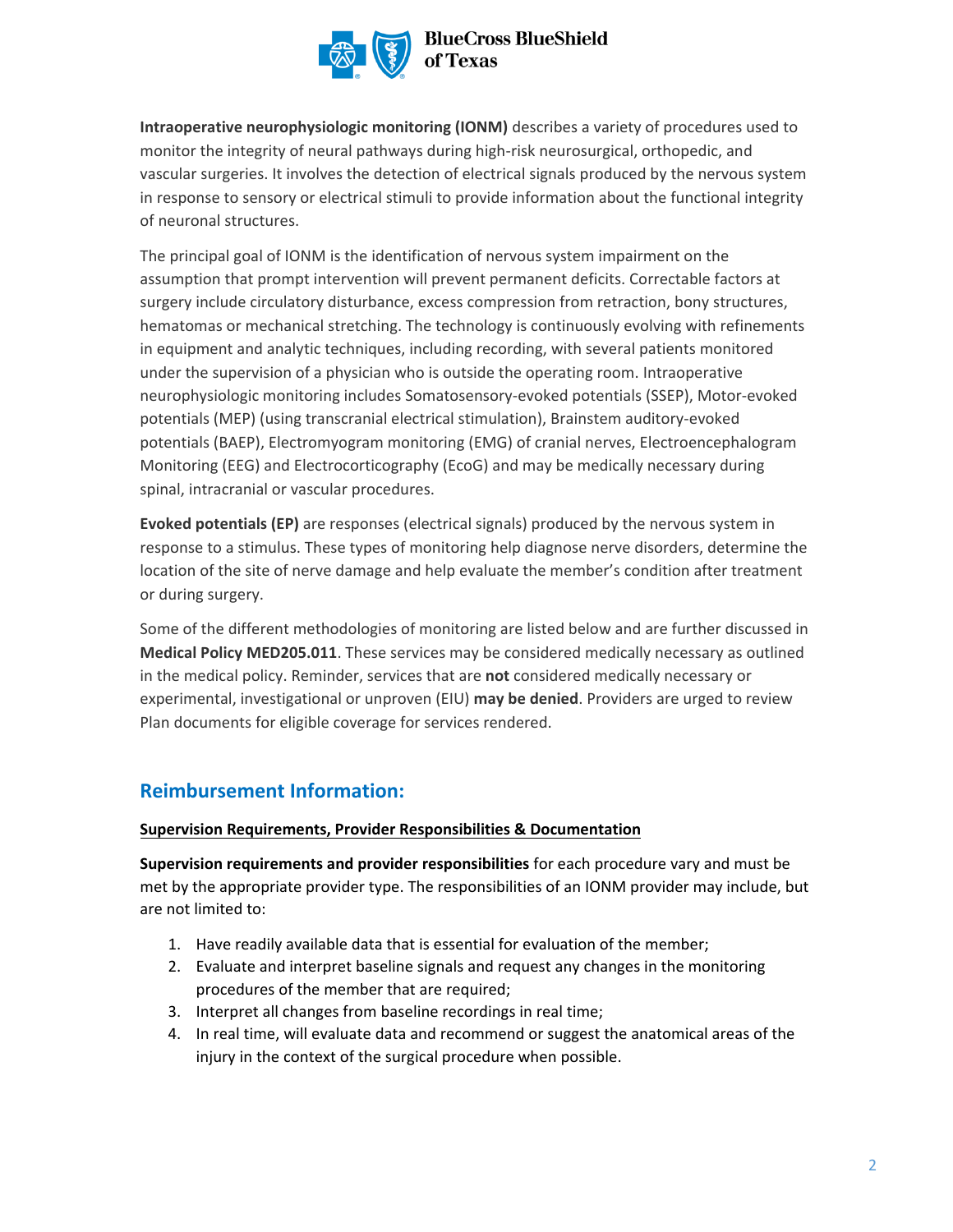**Intraoperative neurophysiologic monitoring (IONM)** describes a variety of procedures used to monitor the integrity of neural pathways during high-risk neurosurgical, orthopedic, and vascular surgeries. It involves the detection of electrical signals produced by the nervous system in response to sensory or electrical stimuli to provide information about the functional integrity of neuronal structures.

The principal goal of IONM is the identification of nervous system impairment on the assumption that prompt intervention will prevent permanent deficits. Correctable factors at surgery include circulatory disturbance, excess compression from retraction, bony structures, hematomas or mechanical stretching. The technology is continuously evolving with refinements in equipment and analytic techniques, including recording, with several patients monitored under the supervision of a physician who is outside the operating room. Intraoperative neurophysiologic monitoring includes Somatosensory-evoked potentials (SSEP), Motor-evoked potentials (MEP) (using transcranial electrical stimulation), Brainstem auditory-evoked potentials (BAEP), Electromyogram monitoring (EMG) of cranial nerves, Electroencephalogram Monitoring (EEG) and Electrocorticography (EcoG) and may be medically necessary during spinal, intracranial or vascular procedures.

**Evoked potentials (EP)** are responses (electrical signals) produced by the nervous system in response to a stimulus. These types of monitoring help diagnose nerve disorders, determine the location of the site of nerve damage and help evaluate the member's condition after treatment or during surgery.

Some of the different methodologies of monitoring are listed below and are further discussed in **Medical Policy MED205.011**. These services may be considered medically necessary as outlined in the medical policy. Reminder, services that are **not** considered medically necessary or experimental, investigational or unproven (EIU) **may be denied**. Providers are urged to review Plan documents for eligible coverage for services rendered.

## Reimbursement Information:

### Supervision Requirements, Provider Responsibilities & Documentation

**Supervision requirements and provider responsibilities** for each procedure vary and must be met by the appropriate provider type. The responsibilities of an IONM provider may include, but are not limited to:

1. Have readily available data that is essential for evaluation of the member;
2. Evaluate and interpret baseline signals and request any changes in the monitoring procedures of the member that are required;
3. Interpret all changes from baseline recordings in real time;
4. In real time, will evaluate data and recommend or suggest the anatomical areas of the injury in the context of the surgical procedure when possible.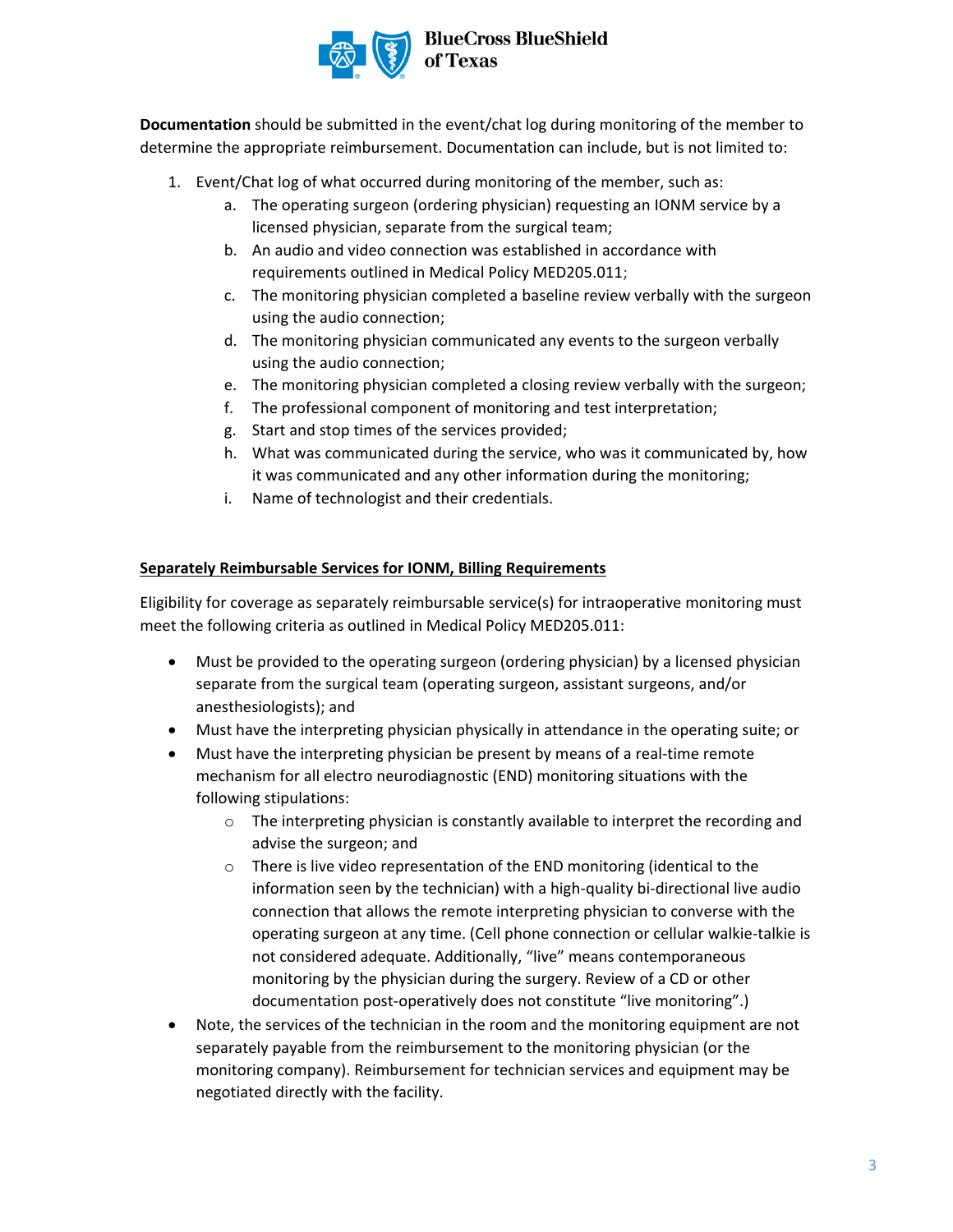**Documentation** should be submitted in the event/chat log during monitoring of the member to determine the appropriate reimbursement. Documentation can include, but is not limited to:

1. Event/Chat log of what occurred during monitoring of the member, such as:
   a. The operating surgeon (ordering physician) requesting an IONM service by a licensed physician, separate from the surgical team;
   b. An audio and video connection was established in accordance with requirements outlined in Medical Policy MED205.011;
   c. The monitoring physician completed a baseline review verbally with the surgeon using the audio connection;
   d. The monitoring physician communicated any events to the surgeon verbally using the audio connection;
   e. The monitoring physician completed a closing review verbally with the surgeon;
   f. The professional component of monitoring and test interpretation;
   g. Start and stop times of the services provided;
   h. What was communicated during the service, who was it communicated by, how it was communicated and any other information during the monitoring;
   i. Name of technologist and their credentials.

## Separately Reimbursable Services for IONM, Billing Requirements

Eligibility for coverage as separately reimbursable service(s) for intraoperative monitoring must meet the following criteria as outlined in Medical Policy MED205.011:

- Must be provided to the operating surgeon (ordering physician) by a licensed physician separate from the surgical team (operating surgeon, assistant surgeons, and/or anesthesiologists); and
- Must have the interpreting physician physically in attendance in the operating suite; or
- Must have the interpreting physician be present by means of a real-time remote mechanism for all electro neurodiagnostic (END) monitoring situations with the following stipulations:
  - The interpreting physician is constantly available to interpret the recording and advise the surgeon; and
  - There is live video representation of the END monitoring (identical to the information seen by the technician) with a high-quality bi-directional live audio connection that allows the remote interpreting physician to converse with the operating surgeon at any time. (Cell phone connection or cellular walkie-talkie is not considered adequate. Additionally, "live" means contemporaneous monitoring by the physician during the surgery. Review of a CD or other documentation post-operatively does not constitute "live monitoring".)
- Note, the services of the technician in the room and the monitoring equipment are not separately payable from the reimbursement to the monitoring physician (or the monitoring company). Reimbursement for technician services and equipment may be negotiated directly with the facility.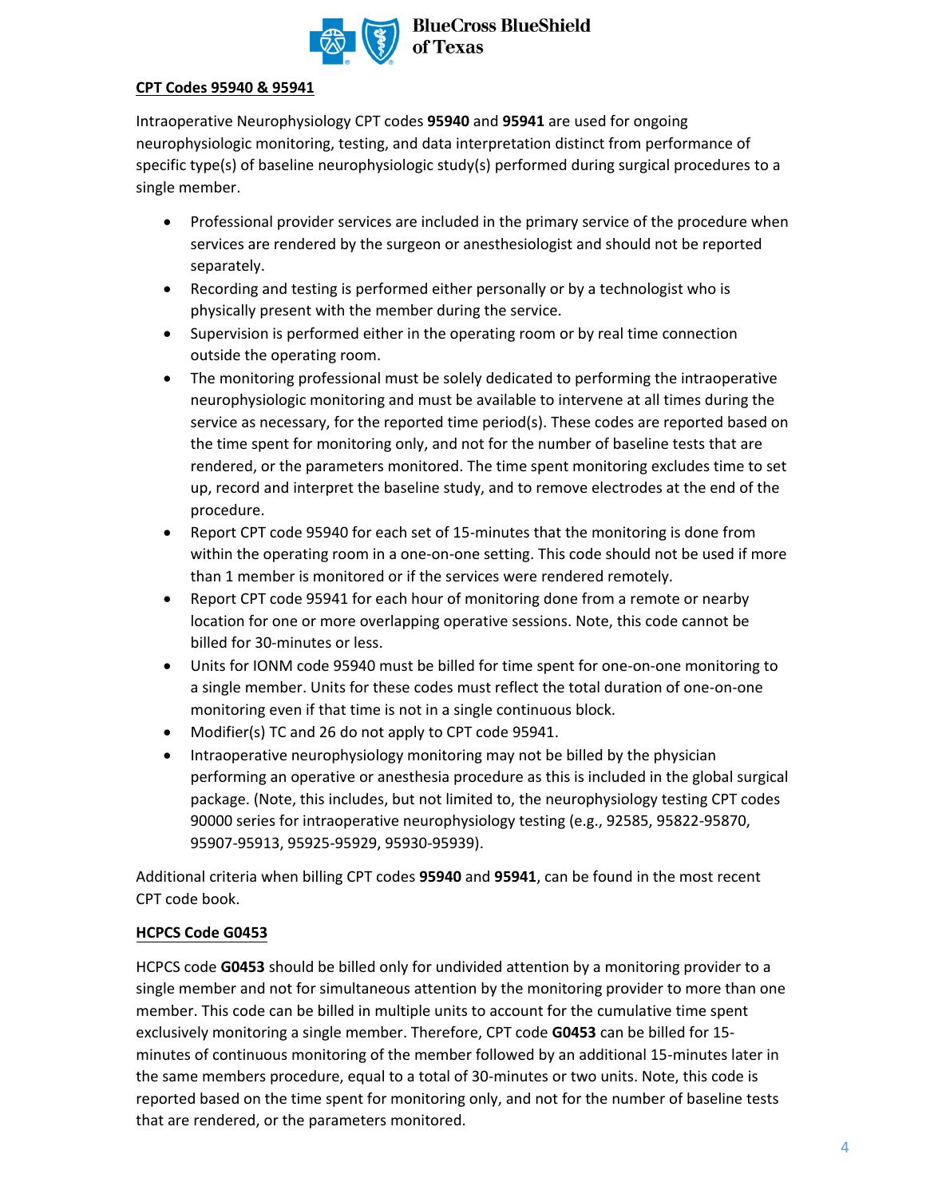## CPT Codes 95940 & 95941

Intraoperative Neurophysiology CPT codes **95940** and **95941** are used for ongoing neurophysiologic monitoring, testing, and data interpretation distinct from performance of specific type(s) of baseline neurophysiologic study(s) performed during surgical procedures to a single member.

- Professional provider services are included in the primary service of the procedure when services are rendered by the surgeon or anesthesiologist and should not be reported separately.
- Recording and testing is performed either personally or by a technologist who is physically present with the member during the service.
- Supervision is performed either in the operating room or by real time connection outside the operating room.
- The monitoring professional must be solely dedicated to performing the intraoperative neurophysiologic monitoring and must be available to intervene at all times during the service as necessary, for the reported time period(s). These codes are reported based on the time spent for monitoring only, and not for the number of baseline tests that are rendered, or the parameters monitored. The time spent monitoring excludes time to set up, record and interpret the baseline study, and to remove electrodes at the end of the procedure.
- Report CPT code 95940 for each set of 15-minutes that the monitoring is done from within the operating room in a one-on-one setting. This code should not be used if more than 1 member is monitored or if the services were rendered remotely.
- Report CPT code 95941 for each hour of monitoring done from a remote or nearby location for one or more overlapping operative sessions. Note, this code cannot be billed for 30-minutes or less.
- Units for IONM code 95940 must be billed for time spent for one-on-one monitoring to a single member. Units for these codes must reflect the total duration of one-on-one monitoring even if that time is not in a single continuous block.
- Modifier(s) TC and 26 do not apply to CPT code 95941.
- Intraoperative neurophysiology monitoring may not be billed by the physician performing an operative or anesthesia procedure as this is included in the global surgical package. (Note, this includes, but not limited to, the neurophysiology testing CPT codes 90000 series for intraoperative neurophysiology testing (e.g., 92585, 95822-95870, 95907-95913, 95925-95929, 95930-95939).

Additional criteria when billing CPT codes **95940** and **95941**, can be found in the most recent CPT code book.

## HCPCS Code G0453

HCPCS code **G0453** should be billed only for undivided attention by a monitoring provider to a single member and not for simultaneous attention by the monitoring provider to more than one member. This code can be billed in multiple units to account for the cumulative time spent exclusively monitoring a single member. Therefore, CPT code **G0453** can be billed for 15-minutes of continuous monitoring of the member followed by an additional 15-minutes later in the same members procedure, equal to a total of 30-minutes or two units. Note, this code is reported based on the time spent for monitoring only, and not for the number of baseline tests that are rendered, or the parameters monitored.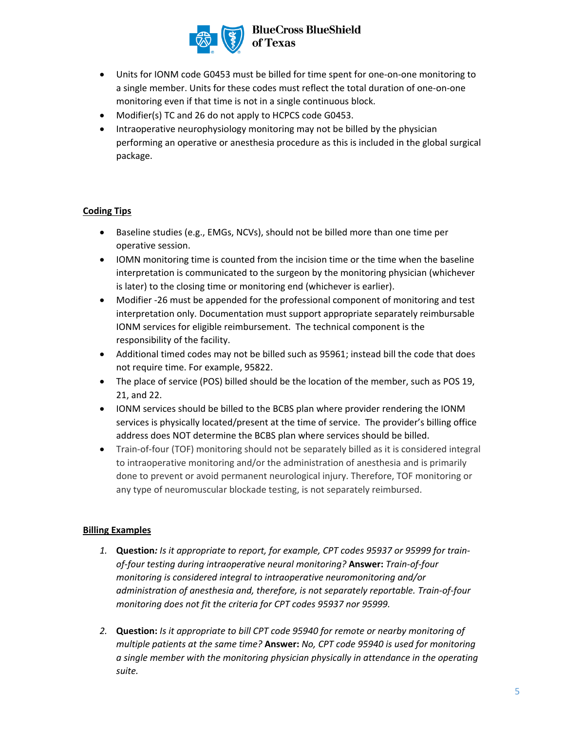- Units for IONM code G0453 must be billed for time spent for one-on-one monitoring to a single member. Units for these codes must reflect the total duration of one-on-one monitoring even if that time is not in a single continuous block.
- Modifier(s) TC and 26 do not apply to HCPCS code G0453.
- Intraoperative neurophysiology monitoring may not be billed by the physician performing an operative or anesthesia procedure as this is included in the global surgical package.

**Coding Tips**

- Baseline studies (e.g., EMGs, NCVs), should not be billed more than one time per operative session.
- IOMN monitoring time is counted from the incision time or the time when the baseline interpretation is communicated to the surgeon by the monitoring physician (whichever is later) to the closing time or monitoring end (whichever is earlier).
- Modifier -26 must be appended for the professional component of monitoring and test interpretation only. Documentation must support appropriate separately reimbursable IONM services for eligible reimbursement. The technical component is the responsibility of the facility.
- Additional timed codes may not be billed such as 95961; instead bill the code that does not require time. For example, 95822.
- The place of service (POS) billed should be the location of the member, such as POS 19, 21, and 22.
- IONM services should be billed to the BCBS plan where provider rendering the IONM services is physically located/present at the time of service. The provider's billing office address does NOT determine the BCBS plan where services should be billed.
- Train-of-four (TOF) monitoring should not be separately billed as it is considered integral to intraoperative monitoring and/or the administration of anesthesia and is primarily done to prevent or avoid permanent neurological injury. Therefore, TOF monitoring or any type of neuromuscular blockade testing, is not separately reimbursed.

**Billing Examples**

1. **Question***: Is it appropriate to report, for example, CPT codes 95937 or 95999 for train-of-four testing during intraoperative neural monitoring?* **Answer:** *Train-of-four monitoring is considered integral to intraoperative neuromonitoring and/or administration of anesthesia and, therefore, is not separately reportable. Train-of-four monitoring does not fit the criteria for CPT codes 95937 nor 95999.*

2. **Question:** *Is it appropriate to bill CPT code 95940 for remote or nearby monitoring of multiple patients at the same time?* **Answer:** *No, CPT code 95940 is used for monitoring a single member with the monitoring physician physically in attendance in the operating suite.*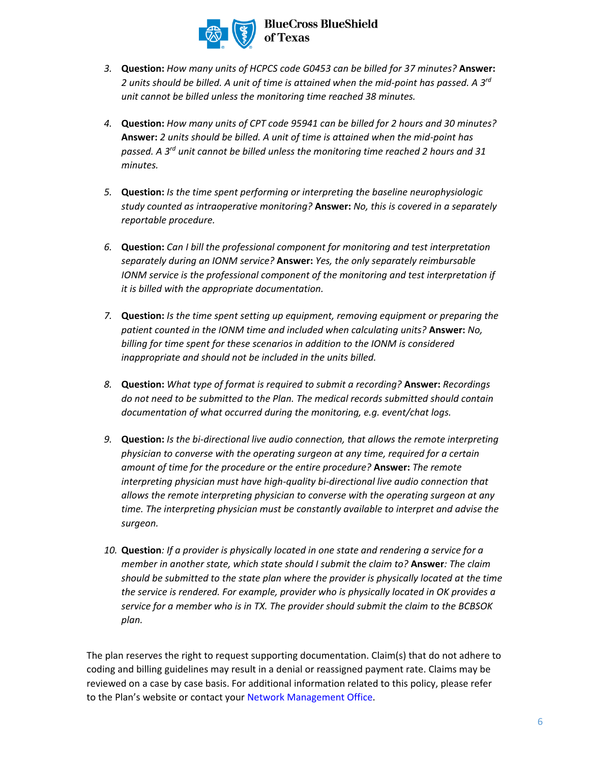3. **Question:** *How many units of HCPCS code G0453 can be billed for 37 minutes?* **Answer:** *2 units should be billed. A unit of time is attained when the mid-point has passed. A 3rd unit cannot be billed unless the monitoring time reached 38 minutes.*

4. **Question:** *How many units of CPT code 95941 can be billed for 2 hours and 30 minutes?* **Answer:** *2 units should be billed. A unit of time is attained when the mid-point has passed. A 3rd unit cannot be billed unless the monitoring time reached 2 hours and 31 minutes.*

5. **Question:** *Is the time spent performing or interpreting the baseline neurophysiologic study counted as intraoperative monitoring?* **Answer:** *No, this is covered in a separately reportable procedure.*

6. **Question:** *Can I bill the professional component for monitoring and test interpretation separately during an IONM service?* **Answer:** *Yes, the only separately reimbursable IONM service is the professional component of the monitoring and test interpretation if it is billed with the appropriate documentation.*

7. **Question:** *Is the time spent setting up equipment, removing equipment or preparing the patient counted in the IONM time and included when calculating units?* **Answer:** *No, billing for time spent for these scenarios in addition to the IONM is considered inappropriate and should not be included in the units billed.*

8. **Question:** *What type of format is required to submit a recording?* **Answer:** *Recordings do not need to be submitted to the Plan. The medical records submitted should contain documentation of what occurred during the monitoring, e.g. event/chat logs.*

9. **Question:** *Is the bi-directional live audio connection, that allows the remote interpreting physician to converse with the operating surgeon at any time, required for a certain amount of time for the procedure or the entire procedure?* **Answer:** *The remote interpreting physician must have high-quality bi-directional live audio connection that allows the remote interpreting physician to converse with the operating surgeon at any time. The interpreting physician must be constantly available to interpret and advise the surgeon.*

10. **Question**: *If a provider is physically located in one state and rendering a service for a member in another state, which state should I submit the claim to?* **Answer**: *The claim should be submitted to the state plan where the provider is physically located at the time the service is rendered. For example, provider who is physically located in OK provides a service for a member who is in TX. The provider should submit the claim to the BCBSOK plan.*

The plan reserves the right to request supporting documentation. Claim(s) that do not adhere to coding and billing guidelines may result in a denial or reassigned payment rate. Claims may be reviewed on a case by case basis. For additional information related to this policy, please refer to the Plan's website or contact your Network Management Office.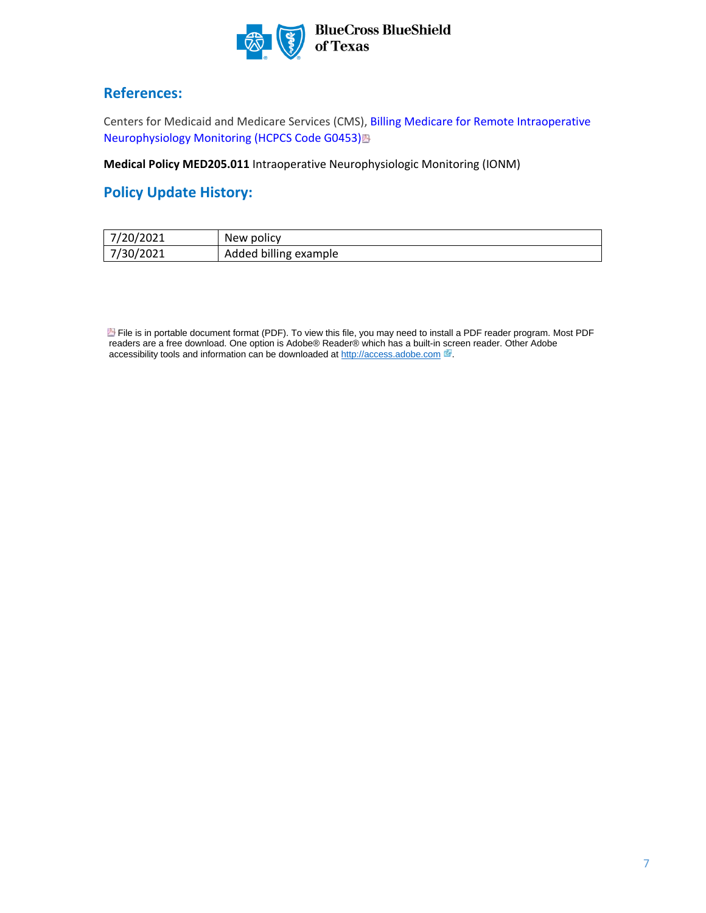## References:

Centers for Medicaid and Medicare Services (CMS), Billing Medicare for Remote Intraoperative Neurophysiology Monitoring (HCPCS Code G0453)

**Medical Policy MED205.011** Intraoperative Neurophysiologic Monitoring (IONM)

## Policy Update History:

| | |
|---|---|
| 7/20/2021 | New policy |
| 7/30/2021 | Added billing example |

File is in portable document format (PDF). To view this file, you may need to install a PDF reader program. Most PDF readers are a free download. One option is Adobe® Reader® which has a built-in screen reader. Other Adobe accessibility tools and information can be downloaded at http://access.adobe.com.